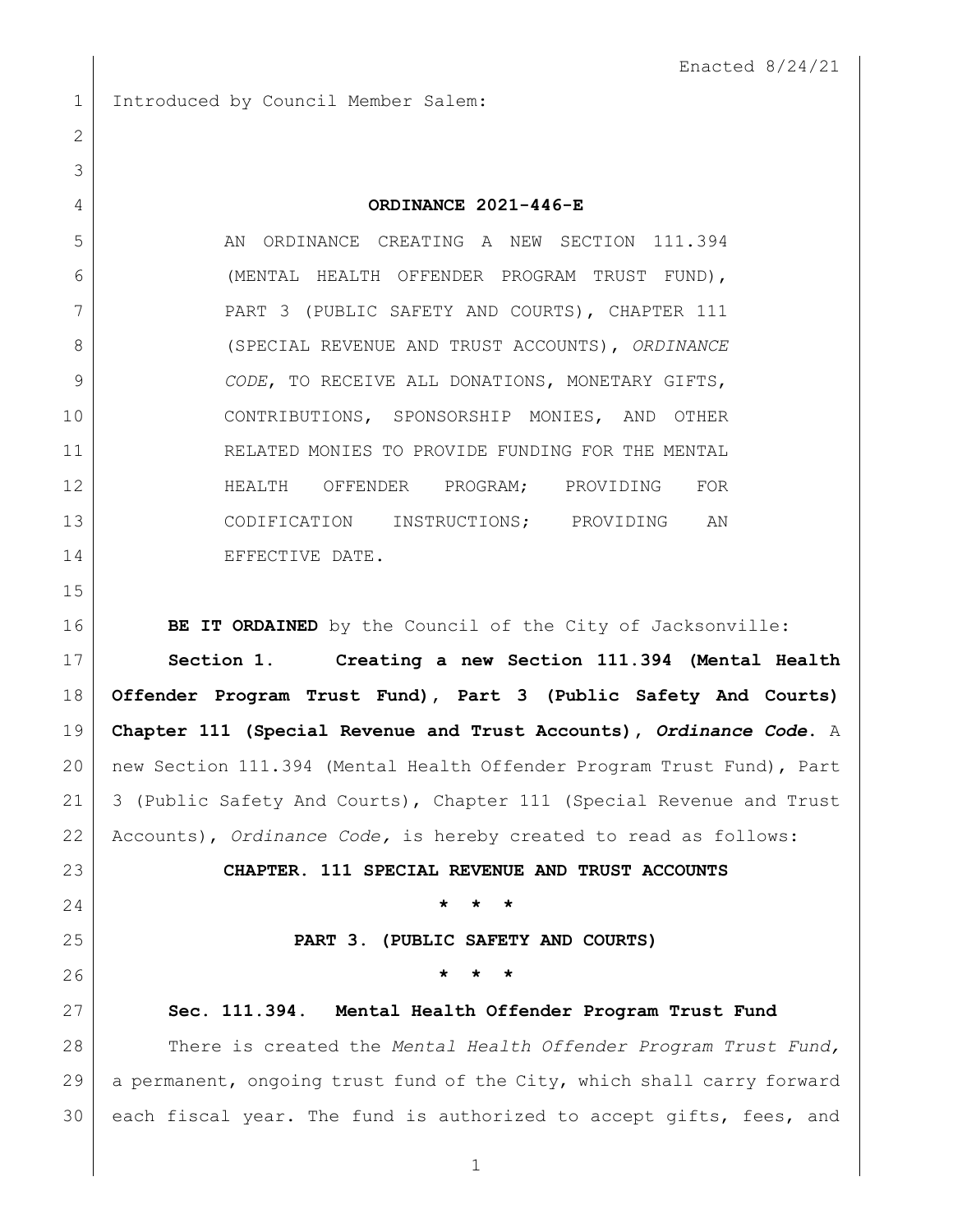Enacted 8/24/21

Introduced by Council Member Salem:

**ORDINANCE 2021-446-E**

AN ORDINANCE CREATING A NEW SECTION 111.394 (MENTAL HEALTH OFFENDER PROGRAM TRUST FUND), PART 3 (PUBLIC SAFETY AND COURTS), CHAPTER 111 (SPECIAL REVENUE AND TRUST ACCOUNTS), *ORDINANCE CODE*, TO RECEIVE ALL DONATIONS, MONETARY GIFTS, CONTRIBUTIONS, SPONSORSHIP MONIES, AND OTHER RELATED MONIES TO PROVIDE FUNDING FOR THE MENTAL HEALTH OFFENDER PROGRAM; PROVIDING FOR CODIFICATION INSTRUCTIONS; PROVIDING AN EFFECTIVE DATE.

**BE IT ORDAINED** by the Council of the City of Jacksonville:

**Section 1. Creating a new Section 111.394 (Mental Health Offender Program Trust Fund), Part 3 (Public Safety And Courts) Chapter 111 (Special Revenue and Trust Accounts), *Ordinance Code*.** A new Section 111.394 (Mental Health Offender Program Trust Fund), Part 3 (Public Safety And Courts), Chapter 111 (Special Revenue and Trust Accounts), *Ordinance Code,* is hereby created to read as follows:

**CHAPTER. 111 SPECIAL REVENUE AND TRUST ACCOUNTS**

**\* \* \***

**PART 3. (PUBLIC SAFETY AND COURTS)**

**\* \* \***

**Sec. 111.394. Mental Health Offender Program Trust Fund**

There is created the *Mental Health Offender Program Trust Fund,* a permanent, ongoing trust fund of the City, which shall carry forward each fiscal year. The fund is authorized to accept gifts, fees, and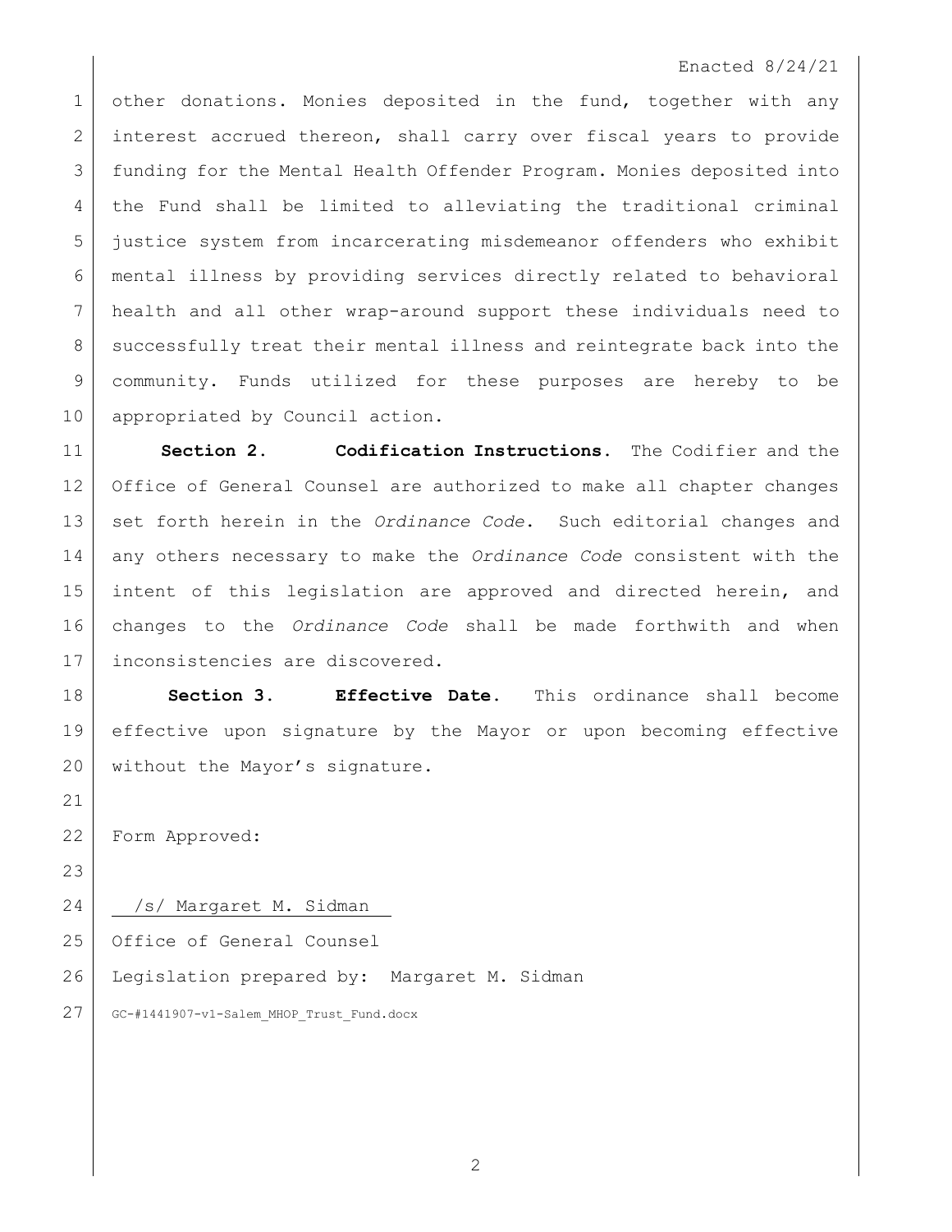Enacted 8/24/21

other donations. Monies deposited in the fund, together with any interest accrued thereon, shall carry over fiscal years to provide funding for the Mental Health Offender Program. Monies deposited into the Fund shall be limited to alleviating the traditional criminal justice system from incarcerating misdemeanor offenders who exhibit mental illness by providing services directly related to behavioral health and all other wrap-around support these individuals need to successfully treat their mental illness and reintegrate back into the community. Funds utilized for these purposes are hereby to be appropriated by Council action.

**Section 2. Codification Instructions.** The Codifier and the Office of General Counsel are authorized to make all chapter changes set forth herein in the *Ordinance Code*. Such editorial changes and any others necessary to make the *Ordinance Code* consistent with the intent of this legislation are approved and directed herein, and changes to the *Ordinance Code* shall be made forthwith and when inconsistencies are discovered.

**Section 3. Effective Date.** This ordinance shall become effective upon signature by the Mayor or upon becoming effective without the Mayor's signature.

Form Approved:

/s/ Margaret M. Sidman

Office of General Counsel

Legislation prepared by: Margaret M. Sidman

GC-#1441907-v1-Salem_MHOP_Trust_Fund.docx